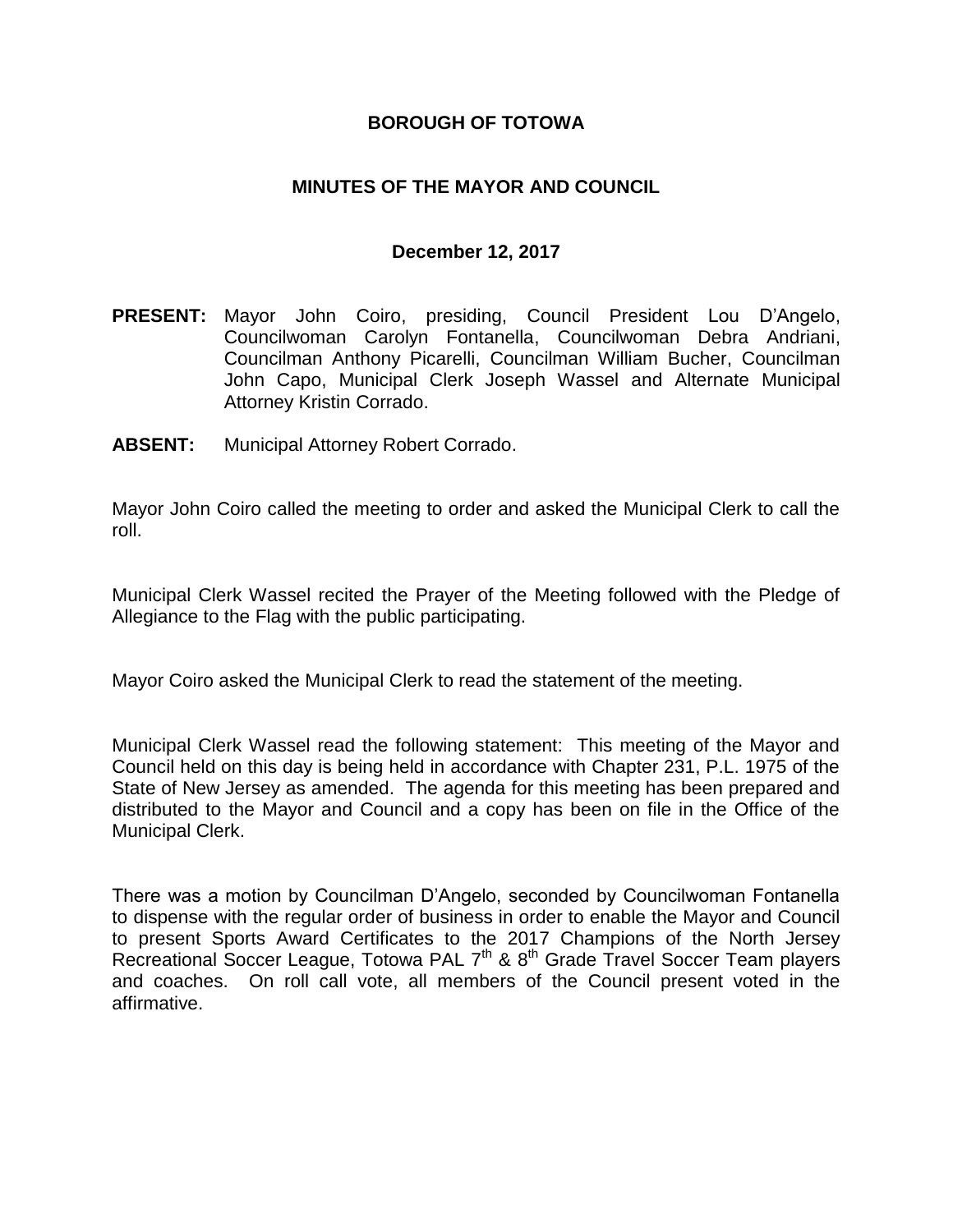**BOROUGH OF TOTOWA**

**MINUTES OF THE MAYOR AND COUNCIL**

**December 12, 2017**

**PRESENT:** Mayor John Coiro, presiding, Council President Lou D'Angelo, Councilwoman Carolyn Fontanella, Councilwoman Debra Andriani, Councilman Anthony Picarelli, Councilman William Bucher, Councilman John Capo, Municipal Clerk Joseph Wassel and Alternate Municipal Attorney Kristin Corrado.

**ABSENT:** Municipal Attorney Robert Corrado.

Mayor John Coiro called the meeting to order and asked the Municipal Clerk to call the roll.

Municipal Clerk Wassel recited the Prayer of the Meeting followed with the Pledge of Allegiance to the Flag with the public participating.

Mayor Coiro asked the Municipal Clerk to read the statement of the meeting.

Municipal Clerk Wassel read the following statement: This meeting of the Mayor and Council held on this day is being held in accordance with Chapter 231, P.L. 1975 of the State of New Jersey as amended. The agenda for this meeting has been prepared and distributed to the Mayor and Council and a copy has been on file in the Office of the Municipal Clerk.

There was a motion by Councilman D'Angelo, seconded by Councilwoman Fontanella to dispense with the regular order of business in order to enable the Mayor and Council to present Sports Award Certificates to the 2017 Champions of the North Jersey Recreational Soccer League, Totowa PAL 7th & 8th Grade Travel Soccer Team players and coaches. On roll call vote, all members of the Council present voted in the affirmative.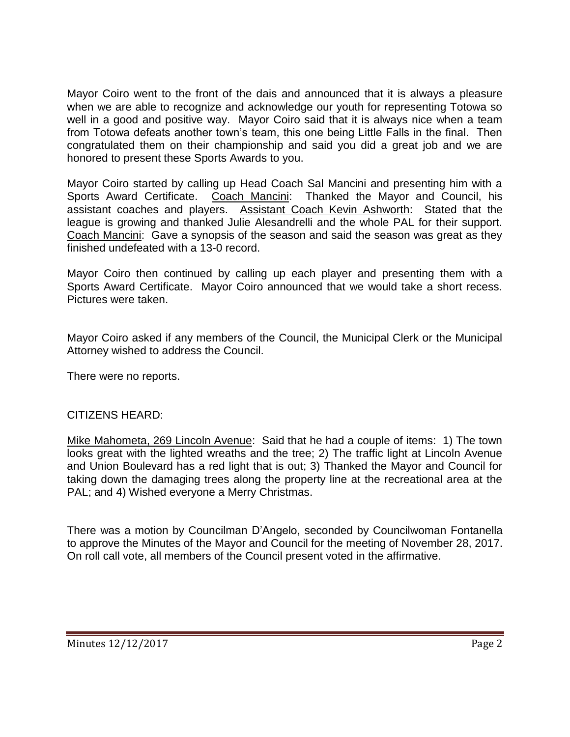Mayor Coiro went to the front of the dais and announced that it is always a pleasure when we are able to recognize and acknowledge our youth for representing Totowa so well in a good and positive way. Mayor Coiro said that it is always nice when a team from Totowa defeats another town's team, this one being Little Falls in the final. Then congratulated them on their championship and said you did a great job and we are honored to present these Sports Awards to you.

Mayor Coiro started by calling up Head Coach Sal Mancini and presenting him with a Sports Award Certificate. Coach Mancini: Thanked the Mayor and Council, his assistant coaches and players. Assistant Coach Kevin Ashworth: Stated that the league is growing and thanked Julie Alesandrelli and the whole PAL for their support. Coach Mancini: Gave a synopsis of the season and said the season was great as they finished undefeated with a 13-0 record.

Mayor Coiro then continued by calling up each player and presenting them with a Sports Award Certificate. Mayor Coiro announced that we would take a short recess. Pictures were taken.

Mayor Coiro asked if any members of the Council, the Municipal Clerk or the Municipal Attorney wished to address the Council.

There were no reports.

CITIZENS HEARD:

Mike Mahometa, 269 Lincoln Avenue: Said that he had a couple of items: 1) The town looks great with the lighted wreaths and the tree; 2) The traffic light at Lincoln Avenue and Union Boulevard has a red light that is out; 3) Thanked the Mayor and Council for taking down the damaging trees along the property line at the recreational area at the PAL; and 4) Wished everyone a Merry Christmas.

There was a motion by Councilman D'Angelo, seconded by Councilwoman Fontanella to approve the Minutes of the Mayor and Council for the meeting of November 28, 2017. On roll call vote, all members of the Council present voted in the affirmative.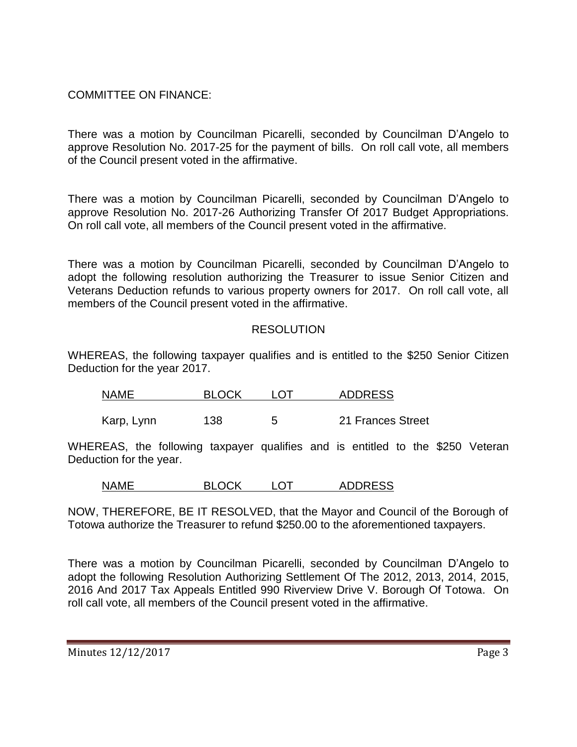COMMITTEE ON FINANCE:

There was a motion by Councilman Picarelli, seconded by Councilman D'Angelo to approve Resolution No. 2017-25 for the payment of bills. On roll call vote, all members of the Council present voted in the affirmative.

There was a motion by Councilman Picarelli, seconded by Councilman D'Angelo to approve Resolution No. 2017-26 Authorizing Transfer Of 2017 Budget Appropriations. On roll call vote, all members of the Council present voted in the affirmative.

There was a motion by Councilman Picarelli, seconded by Councilman D'Angelo to adopt the following resolution authorizing the Treasurer to issue Senior Citizen and Veterans Deduction refunds to various property owners for 2017. On roll call vote, all members of the Council present voted in the affirmative.

RESOLUTION

WHEREAS, the following taxpayer qualifies and is entitled to the $250 Senior Citizen Deduction for the year 2017.

| NAME | BLOCK | LOT | ADDRESS |
|---|---|---|---|
| Karp, Lynn | 138 | 5 | 21 Frances Street |

WHEREAS, the following taxpayer qualifies and is entitled to the $250 Veteran Deduction for the year.

| NAME | BLOCK | LOT | ADDRESS |
|---|---|---|---|

NOW, THEREFORE, BE IT RESOLVED, that the Mayor and Council of the Borough of Totowa authorize the Treasurer to refund $250.00 to the aforementioned taxpayers.

There was a motion by Councilman Picarelli, seconded by Councilman D'Angelo to adopt the following Resolution Authorizing Settlement Of The 2012, 2013, 2014, 2015, 2016 And 2017 Tax Appeals Entitled 990 Riverview Drive V. Borough Of Totowa. On roll call vote, all members of the Council present voted in the affirmative.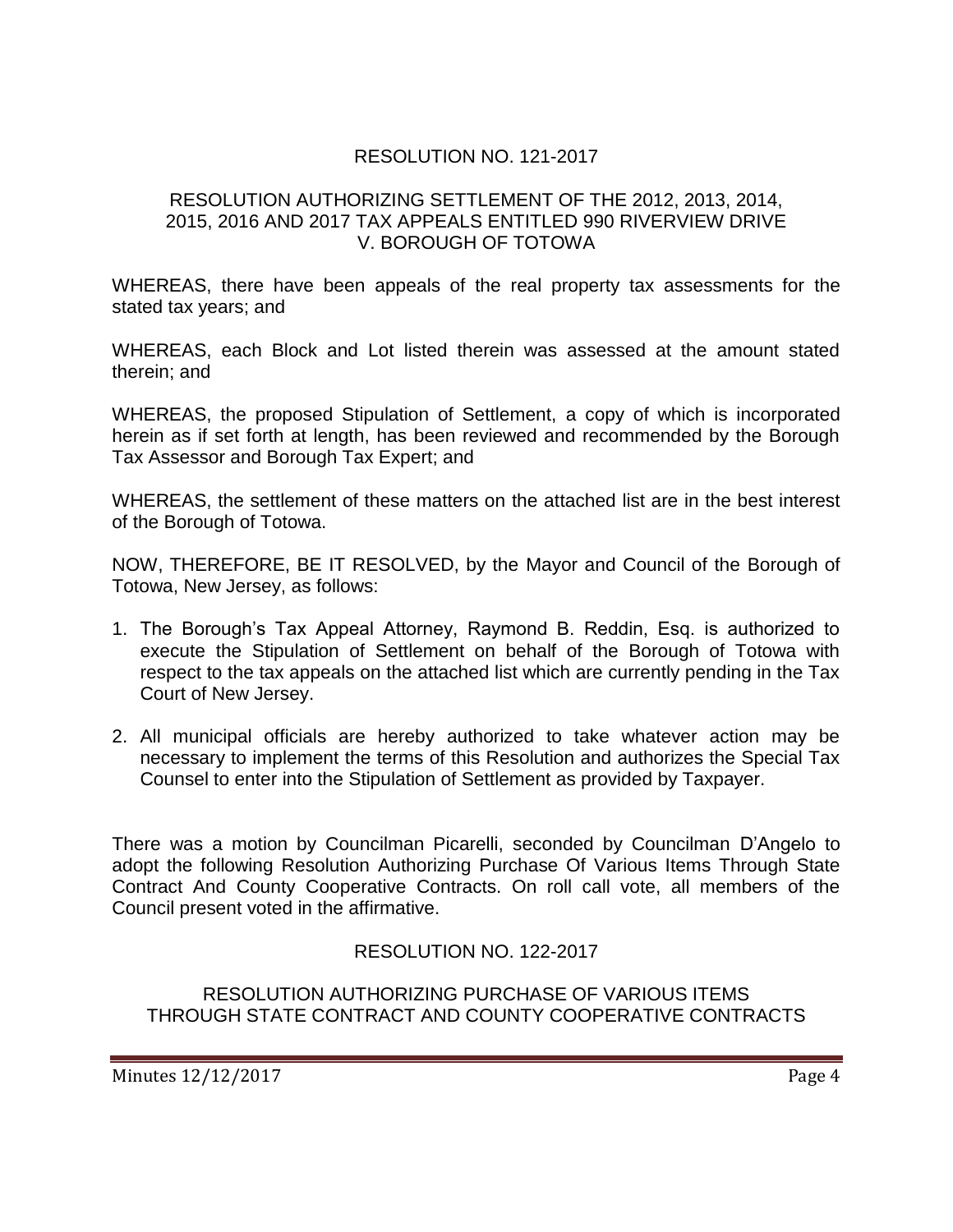## RESOLUTION NO. 121-2017

### RESOLUTION AUTHORIZING SETTLEMENT OF THE 2012, 2013, 2014, 2015, 2016 AND 2017 TAX APPEALS ENTITLED 990 RIVERVIEW DRIVE V. BOROUGH OF TOTOWA

WHEREAS, there have been appeals of the real property tax assessments for the stated tax years; and

WHEREAS, each Block and Lot listed therein was assessed at the amount stated therein; and

WHEREAS, the proposed Stipulation of Settlement, a copy of which is incorporated herein as if set forth at length, has been reviewed and recommended by the Borough Tax Assessor and Borough Tax Expert; and

WHEREAS, the settlement of these matters on the attached list are in the best interest of the Borough of Totowa.

NOW, THEREFORE, BE IT RESOLVED, by the Mayor and Council of the Borough of Totowa, New Jersey, as follows:

1. The Borough's Tax Appeal Attorney, Raymond B. Reddin, Esq. is authorized to execute the Stipulation of Settlement on behalf of the Borough of Totowa with respect to the tax appeals on the attached list which are currently pending in the Tax Court of New Jersey.
2. All municipal officials are hereby authorized to take whatever action may be necessary to implement the terms of this Resolution and authorizes the Special Tax Counsel to enter into the Stipulation of Settlement as provided by Taxpayer.

There was a motion by Councilman Picarelli, seconded by Councilman D'Angelo to adopt the following Resolution Authorizing Purchase Of Various Items Through State Contract And County Cooperative Contracts. On roll call vote, all members of the Council present voted in the affirmative.

## RESOLUTION NO. 122-2017

### RESOLUTION AUTHORIZING PURCHASE OF VARIOUS ITEMS THROUGH STATE CONTRACT AND COUNTY COOPERATIVE CONTRACTS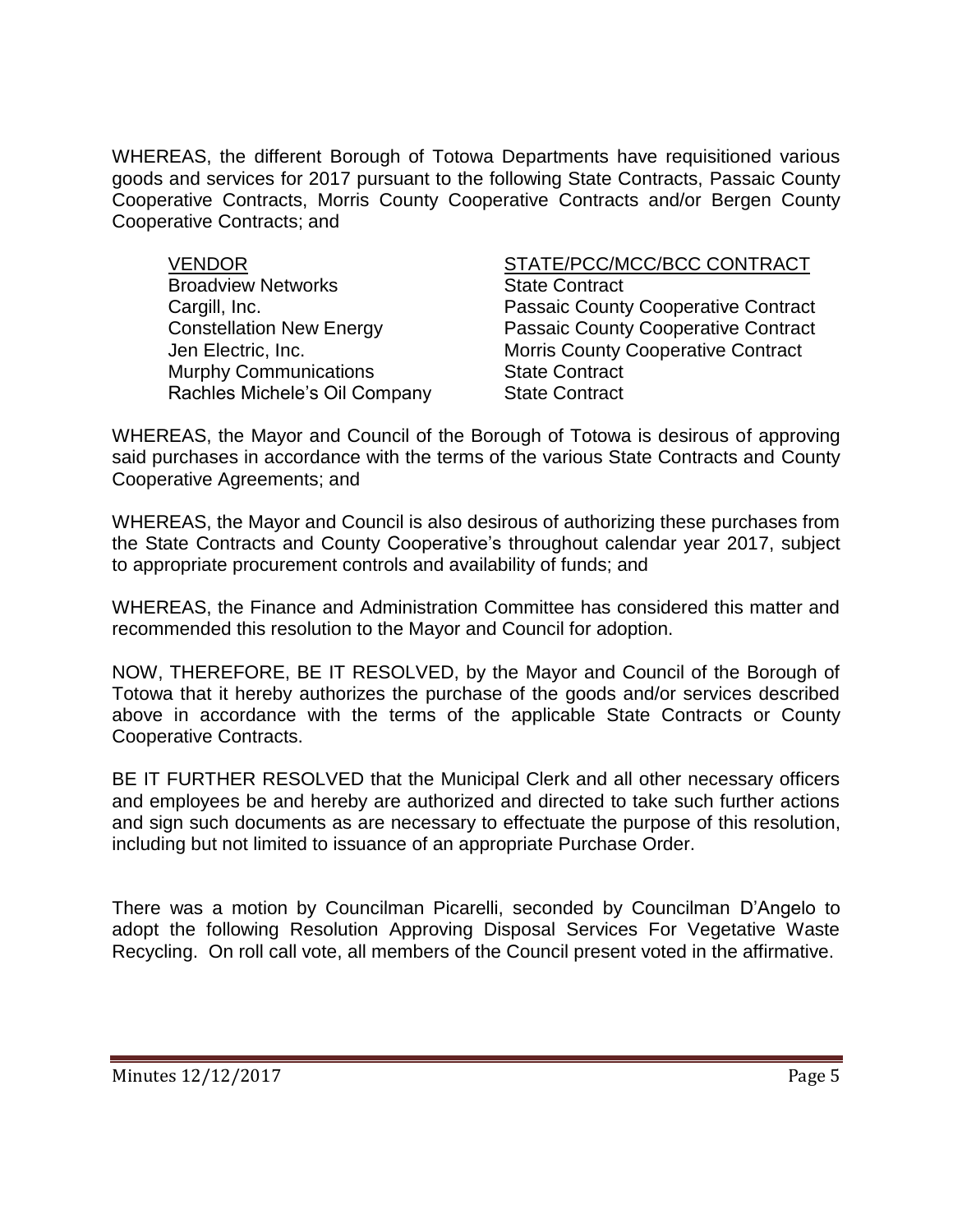WHEREAS, the different Borough of Totowa Departments have requisitioned various goods and services for 2017 pursuant to the following State Contracts, Passaic County Cooperative Contracts, Morris County Cooperative Contracts and/or Bergen County Cooperative Contracts; and

| VENDOR | STATE/PCC/MCC/BCC CONTRACT |
|---|---|
| Broadview Networks | State Contract |
| Cargill, Inc. | Passaic County Cooperative Contract |
| Constellation New Energy | Passaic County Cooperative Contract |
| Jen Electric, Inc. | Morris County Cooperative Contract |
| Murphy Communications | State Contract |
| Rachles Michele's Oil Company | State Contract |

WHEREAS, the Mayor and Council of the Borough of Totowa is desirous of approving said purchases in accordance with the terms of the various State Contracts and County Cooperative Agreements; and

WHEREAS, the Mayor and Council is also desirous of authorizing these purchases from the State Contracts and County Cooperative's throughout calendar year 2017, subject to appropriate procurement controls and availability of funds; and

WHEREAS, the Finance and Administration Committee has considered this matter and recommended this resolution to the Mayor and Council for adoption.

NOW, THEREFORE, BE IT RESOLVED, by the Mayor and Council of the Borough of Totowa that it hereby authorizes the purchase of the goods and/or services described above in accordance with the terms of the applicable State Contracts or County Cooperative Contracts.

BE IT FURTHER RESOLVED that the Municipal Clerk and all other necessary officers and employees be and hereby are authorized and directed to take such further actions and sign such documents as are necessary to effectuate the purpose of this resolution, including but not limited to issuance of an appropriate Purchase Order.

There was a motion by Councilman Picarelli, seconded by Councilman D'Angelo to adopt the following Resolution Approving Disposal Services For Vegetative Waste Recycling. On roll call vote, all members of the Council present voted in the affirmative.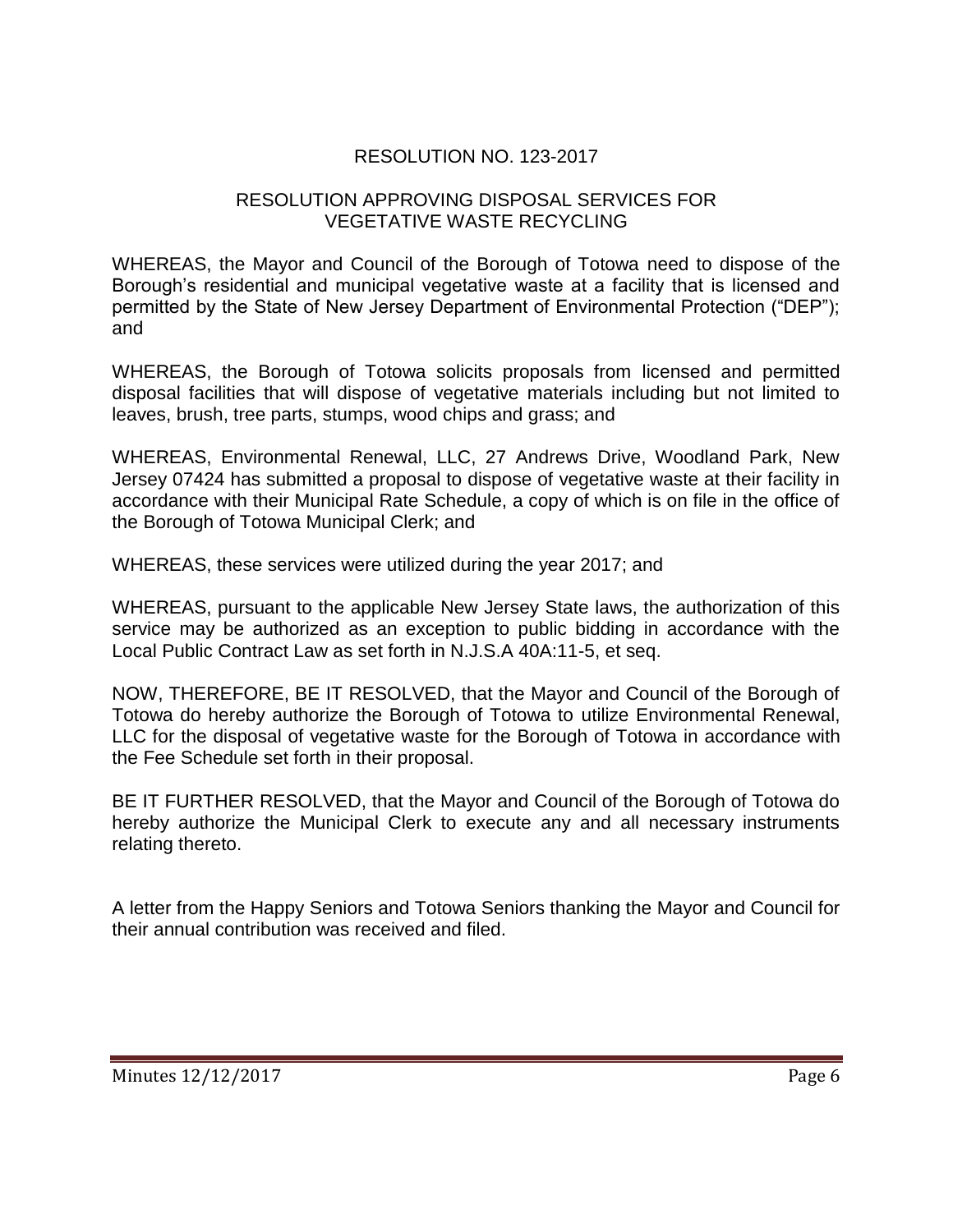RESOLUTION NO. 123-2017

RESOLUTION APPROVING DISPOSAL SERVICES FOR VEGETATIVE WASTE RECYCLING

WHEREAS, the Mayor and Council of the Borough of Totowa need to dispose of the Borough's residential and municipal vegetative waste at a facility that is licensed and permitted by the State of New Jersey Department of Environmental Protection ("DEP"); and

WHEREAS, the Borough of Totowa solicits proposals from licensed and permitted disposal facilities that will dispose of vegetative materials including but not limited to leaves, brush, tree parts, stumps, wood chips and grass; and

WHEREAS, Environmental Renewal, LLC, 27 Andrews Drive, Woodland Park, New Jersey 07424 has submitted a proposal to dispose of vegetative waste at their facility in accordance with their Municipal Rate Schedule, a copy of which is on file in the office of the Borough of Totowa Municipal Clerk; and

WHEREAS, these services were utilized during the year 2017; and

WHEREAS, pursuant to the applicable New Jersey State laws, the authorization of this service may be authorized as an exception to public bidding in accordance with the Local Public Contract Law as set forth in N.J.S.A 40A:11-5, et seq.

NOW, THEREFORE, BE IT RESOLVED, that the Mayor and Council of the Borough of Totowa do hereby authorize the Borough of Totowa to utilize Environmental Renewal, LLC for the disposal of vegetative waste for the Borough of Totowa in accordance with the Fee Schedule set forth in their proposal.

BE IT FURTHER RESOLVED, that the Mayor and Council of the Borough of Totowa do hereby authorize the Municipal Clerk to execute any and all necessary instruments relating thereto.

A letter from the Happy Seniors and Totowa Seniors thanking the Mayor and Council for their annual contribution was received and filed.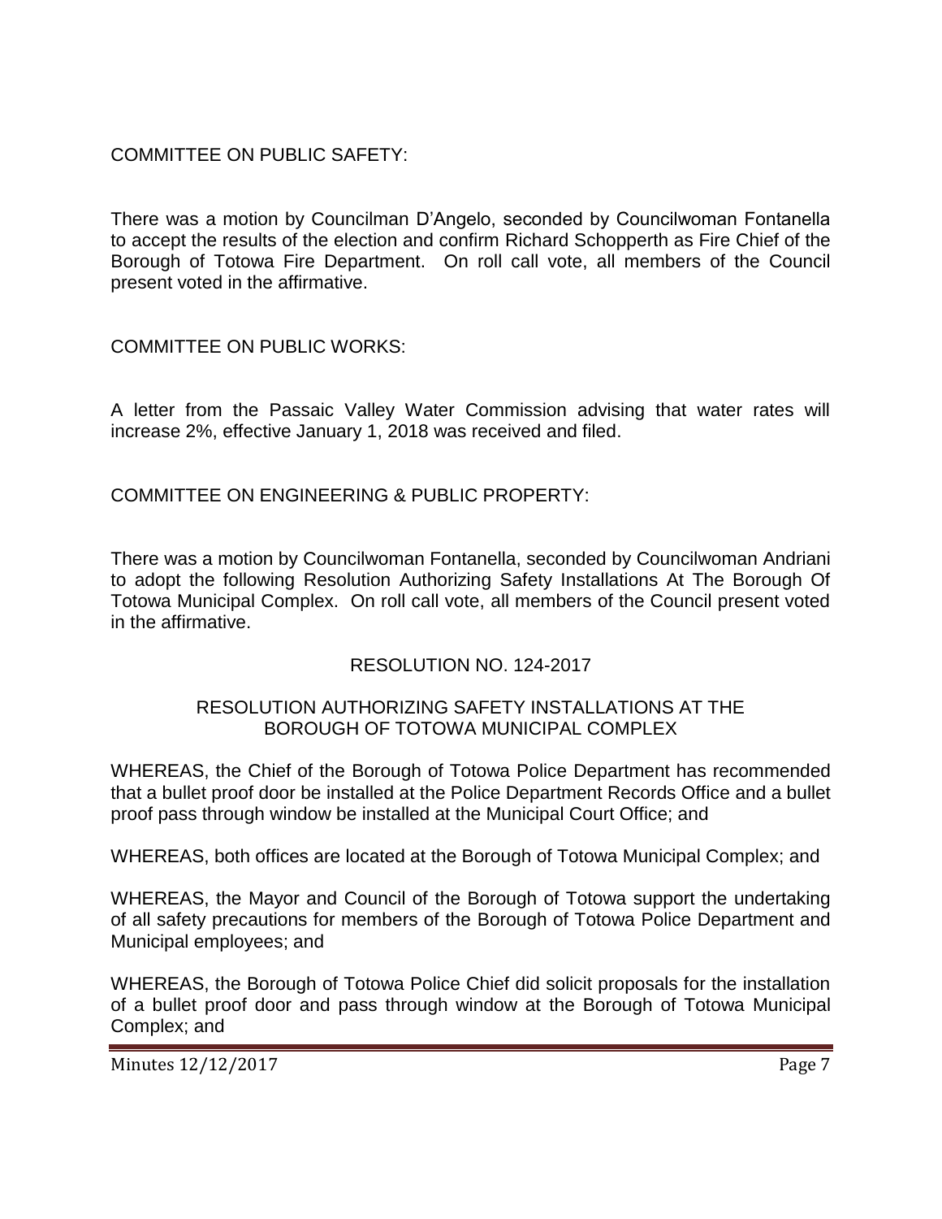COMMITTEE ON PUBLIC SAFETY:

There was a motion by Councilman D'Angelo, seconded by Councilwoman Fontanella to accept the results of the election and confirm Richard Schopperth as Fire Chief of the Borough of Totowa Fire Department. On roll call vote, all members of the Council present voted in the affirmative.

COMMITTEE ON PUBLIC WORKS:

A letter from the Passaic Valley Water Commission advising that water rates will increase 2%, effective January 1, 2018 was received and filed.

COMMITTEE ON ENGINEERING & PUBLIC PROPERTY:

There was a motion by Councilwoman Fontanella, seconded by Councilwoman Andriani to adopt the following Resolution Authorizing Safety Installations At The Borough Of Totowa Municipal Complex. On roll call vote, all members of the Council present voted in the affirmative.

RESOLUTION NO. 124-2017

RESOLUTION AUTHORIZING SAFETY INSTALLATIONS AT THE BOROUGH OF TOTOWA MUNICIPAL COMPLEX

WHEREAS, the Chief of the Borough of Totowa Police Department has recommended that a bullet proof door be installed at the Police Department Records Office and a bullet proof pass through window be installed at the Municipal Court Office; and

WHEREAS, both offices are located at the Borough of Totowa Municipal Complex; and

WHEREAS, the Mayor and Council of the Borough of Totowa support the undertaking of all safety precautions for members of the Borough of Totowa Police Department and Municipal employees; and

WHEREAS, the Borough of Totowa Police Chief did solicit proposals for the installation of a bullet proof door and pass through window at the Borough of Totowa Municipal Complex; and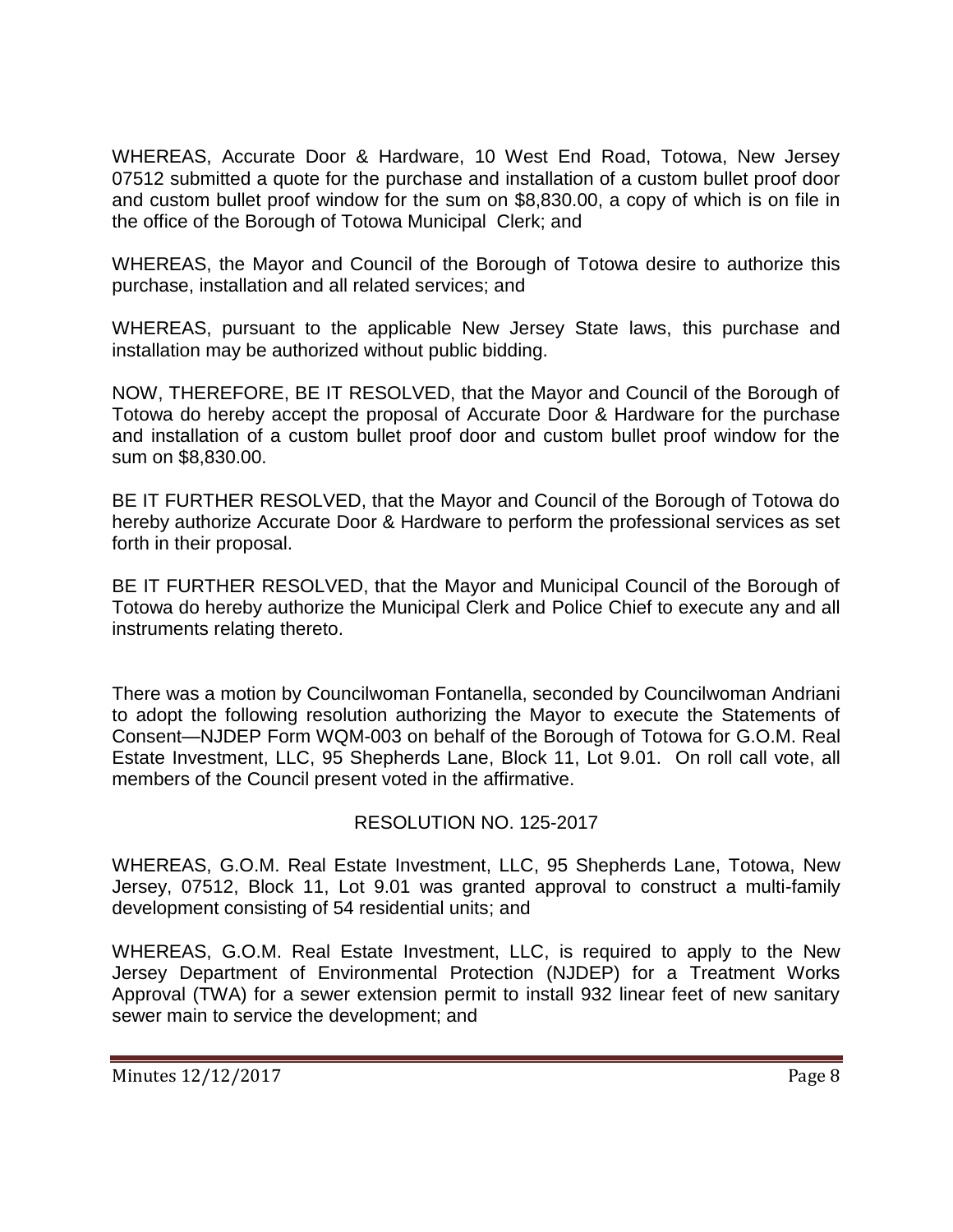WHEREAS, Accurate Door & Hardware, 10 West End Road, Totowa, New Jersey 07512 submitted a quote for the purchase and installation of a custom bullet proof door and custom bullet proof window for the sum on $8,830.00, a copy of which is on file in the office of the Borough of Totowa Municipal Clerk; and

WHEREAS, the Mayor and Council of the Borough of Totowa desire to authorize this purchase, installation and all related services; and

WHEREAS, pursuant to the applicable New Jersey State laws, this purchase and installation may be authorized without public bidding.

NOW, THEREFORE, BE IT RESOLVED, that the Mayor and Council of the Borough of Totowa do hereby accept the proposal of Accurate Door & Hardware for the purchase and installation of a custom bullet proof door and custom bullet proof window for the sum on $8,830.00.

BE IT FURTHER RESOLVED, that the Mayor and Council of the Borough of Totowa do hereby authorize Accurate Door & Hardware to perform the professional services as set forth in their proposal.

BE IT FURTHER RESOLVED, that the Mayor and Municipal Council of the Borough of Totowa do hereby authorize the Municipal Clerk and Police Chief to execute any and all instruments relating thereto.

There was a motion by Councilwoman Fontanella, seconded by Councilwoman Andriani to adopt the following resolution authorizing the Mayor to execute the Statements of Consent—NJDEP Form WQM-003 on behalf of the Borough of Totowa for G.O.M. Real Estate Investment, LLC, 95 Shepherds Lane, Block 11, Lot 9.01. On roll call vote, all members of the Council present voted in the affirmative.

RESOLUTION NO. 125-2017

WHEREAS, G.O.M. Real Estate Investment, LLC, 95 Shepherds Lane, Totowa, New Jersey, 07512, Block 11, Lot 9.01 was granted approval to construct a multi-family development consisting of 54 residential units; and

WHEREAS, G.O.M. Real Estate Investment, LLC, is required to apply to the New Jersey Department of Environmental Protection (NJDEP) for a Treatment Works Approval (TWA) for a sewer extension permit to install 932 linear feet of new sanitary sewer main to service the development; and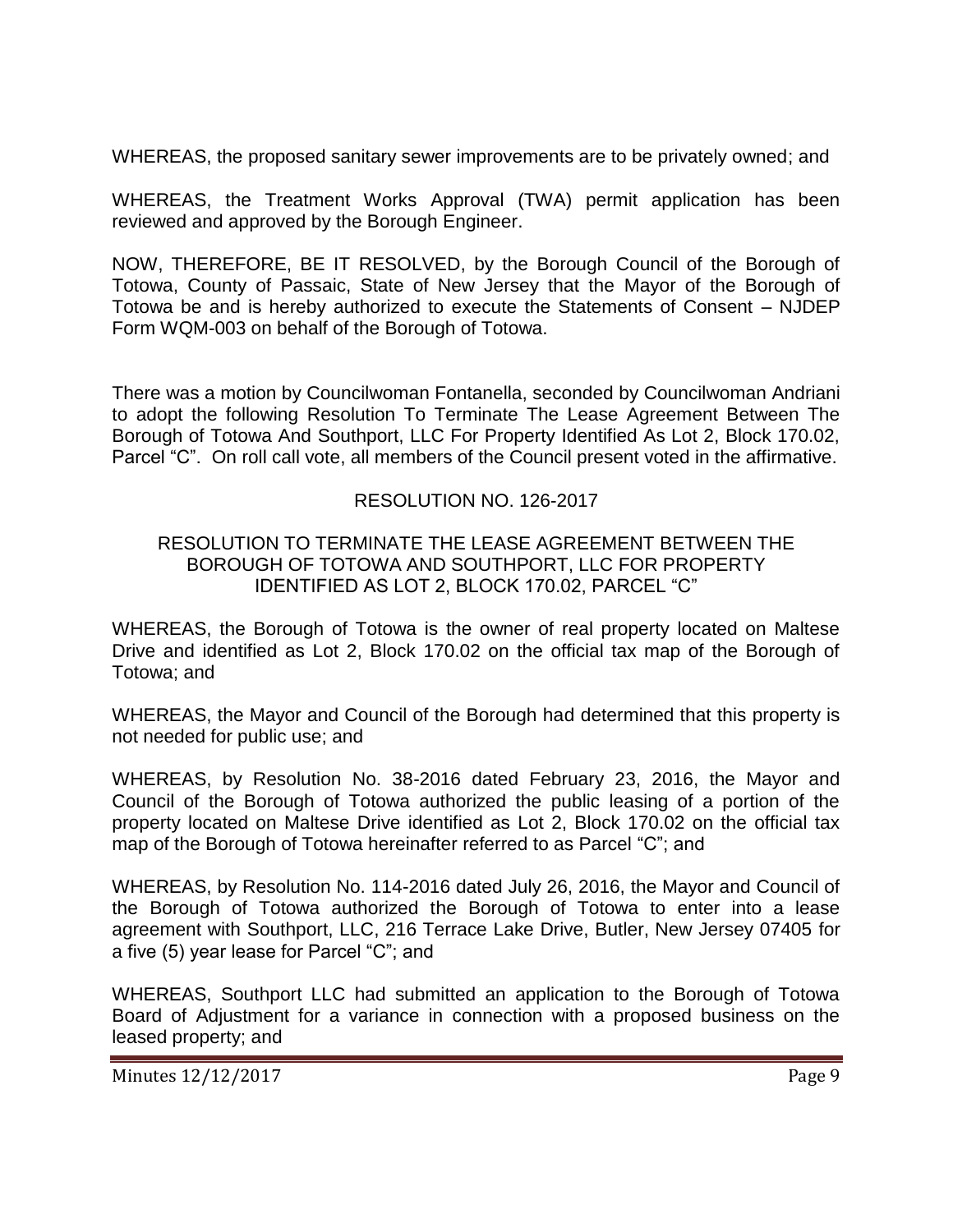WHEREAS, the proposed sanitary sewer improvements are to be privately owned; and

WHEREAS, the Treatment Works Approval (TWA) permit application has been reviewed and approved by the Borough Engineer.

NOW, THEREFORE, BE IT RESOLVED, by the Borough Council of the Borough of Totowa, County of Passaic, State of New Jersey that the Mayor of the Borough of Totowa be and is hereby authorized to execute the Statements of Consent – NJDEP Form WQM-003 on behalf of the Borough of Totowa.

There was a motion by Councilwoman Fontanella, seconded by Councilwoman Andriani to adopt the following Resolution To Terminate The Lease Agreement Between The Borough of Totowa And Southport, LLC For Property Identified As Lot 2, Block 170.02, Parcel "C". On roll call vote, all members of the Council present voted in the affirmative.

RESOLUTION NO. 126-2017

RESOLUTION TO TERMINATE THE LEASE AGREEMENT BETWEEN THE BOROUGH OF TOTOWA AND SOUTHPORT, LLC FOR PROPERTY IDENTIFIED AS LOT 2, BLOCK 170.02, PARCEL "C"

WHEREAS, the Borough of Totowa is the owner of real property located on Maltese Drive and identified as Lot 2, Block 170.02 on the official tax map of the Borough of Totowa; and

WHEREAS, the Mayor and Council of the Borough had determined that this property is not needed for public use; and

WHEREAS, by Resolution No. 38-2016 dated February 23, 2016, the Mayor and Council of the Borough of Totowa authorized the public leasing of a portion of the property located on Maltese Drive identified as Lot 2, Block 170.02 on the official tax map of the Borough of Totowa hereinafter referred to as Parcel "C"; and

WHEREAS, by Resolution No. 114-2016 dated July 26, 2016, the Mayor and Council of the Borough of Totowa authorized the Borough of Totowa to enter into a lease agreement with Southport, LLC, 216 Terrace Lake Drive, Butler, New Jersey 07405 for a five (5) year lease for Parcel "C"; and

WHEREAS, Southport LLC had submitted an application to the Borough of Totowa Board of Adjustment for a variance in connection with a proposed business on the leased property; and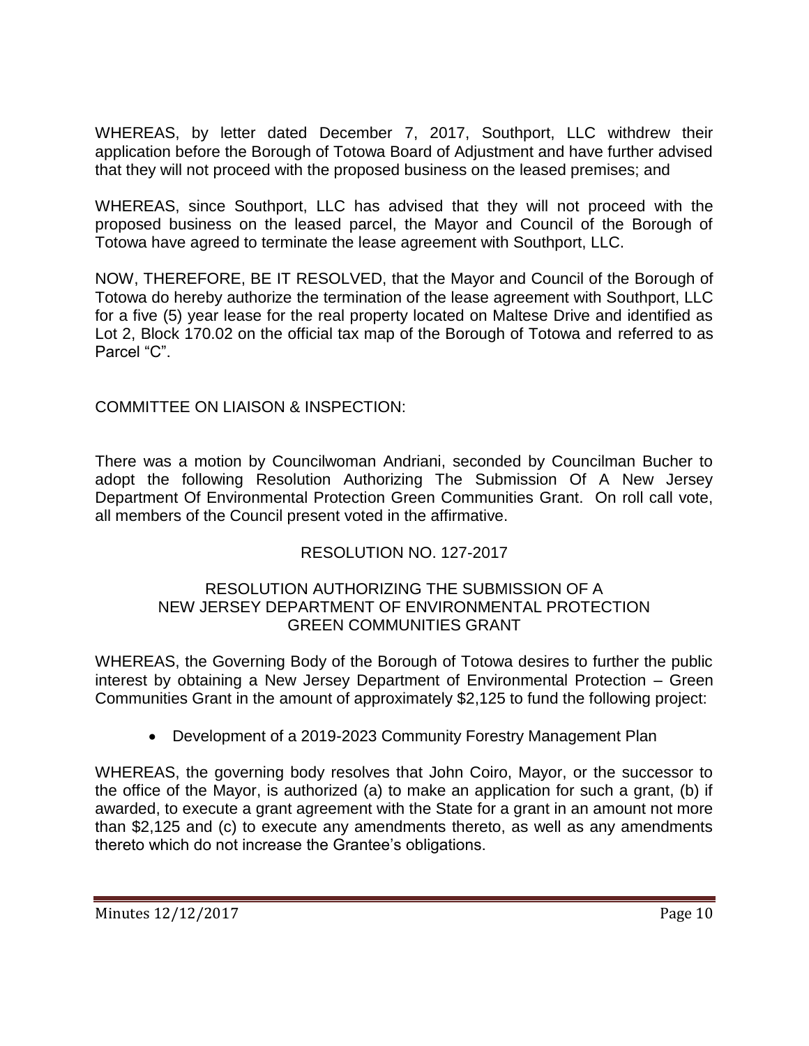WHEREAS, by letter dated December 7, 2017, Southport, LLC withdrew their application before the Borough of Totowa Board of Adjustment and have further advised that they will not proceed with the proposed business on the leased premises; and

WHEREAS, since Southport, LLC has advised that they will not proceed with the proposed business on the leased parcel, the Mayor and Council of the Borough of Totowa have agreed to terminate the lease agreement with Southport, LLC.

NOW, THEREFORE, BE IT RESOLVED, that the Mayor and Council of the Borough of Totowa do hereby authorize the termination of the lease agreement with Southport, LLC for a five (5) year lease for the real property located on Maltese Drive and identified as Lot 2, Block 170.02 on the official tax map of the Borough of Totowa and referred to as Parcel "C".

COMMITTEE ON LIAISON & INSPECTION:

There was a motion by Councilwoman Andriani, seconded by Councilman Bucher to adopt the following Resolution Authorizing The Submission Of A New Jersey Department Of Environmental Protection Green Communities Grant. On roll call vote, all members of the Council present voted in the affirmative.

RESOLUTION NO. 127-2017

RESOLUTION AUTHORIZING THE SUBMISSION OF A
NEW JERSEY DEPARTMENT OF ENVIRONMENTAL PROTECTION
GREEN COMMUNITIES GRANT

WHEREAS, the Governing Body of the Borough of Totowa desires to further the public interest by obtaining a New Jersey Department of Environmental Protection – Green Communities Grant in the amount of approximately $2,125 to fund the following project:

- Development of a 2019-2023 Community Forestry Management Plan

WHEREAS, the governing body resolves that John Coiro, Mayor, or the successor to the office of the Mayor, is authorized (a) to make an application for such a grant, (b) if awarded, to execute a grant agreement with the State for a grant in an amount not more than $2,125 and (c) to execute any amendments thereto, as well as any amendments thereto which do not increase the Grantee's obligations.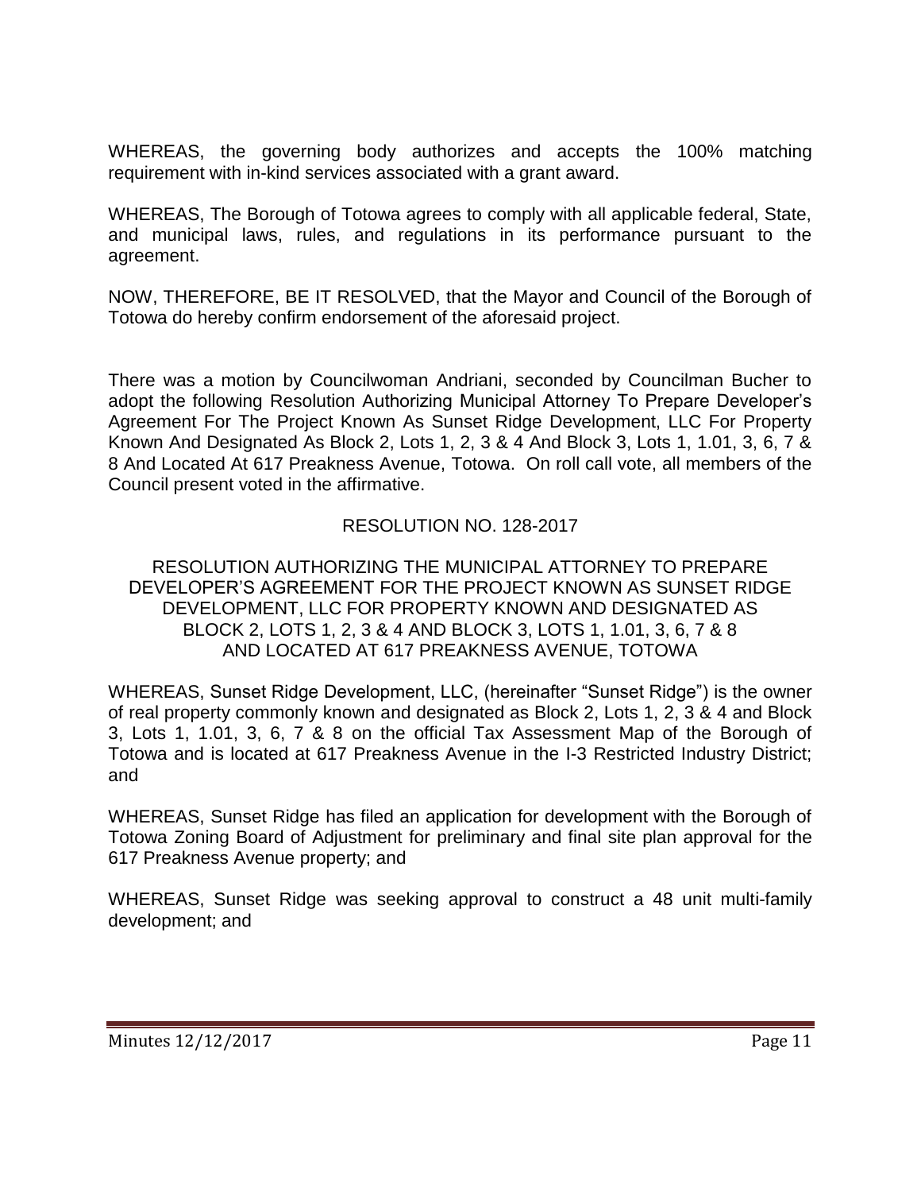WHEREAS, the governing body authorizes and accepts the 100% matching requirement with in-kind services associated with a grant award.

WHEREAS, The Borough of Totowa agrees to comply with all applicable federal, State, and municipal laws, rules, and regulations in its performance pursuant to the agreement.

NOW, THEREFORE, BE IT RESOLVED, that the Mayor and Council of the Borough of Totowa do hereby confirm endorsement of the aforesaid project.

There was a motion by Councilwoman Andriani, seconded by Councilman Bucher to adopt the following Resolution Authorizing Municipal Attorney To Prepare Developer's Agreement For The Project Known As Sunset Ridge Development, LLC For Property Known And Designated As Block 2, Lots 1, 2, 3 & 4 And Block 3, Lots 1, 1.01, 3, 6, 7 & 8 And Located At 617 Preakness Avenue, Totowa. On roll call vote, all members of the Council present voted in the affirmative.

RESOLUTION NO. 128-2017

RESOLUTION AUTHORIZING THE MUNICIPAL ATTORNEY TO PREPARE DEVELOPER'S AGREEMENT FOR THE PROJECT KNOWN AS SUNSET RIDGE DEVELOPMENT, LLC FOR PROPERTY KNOWN AND DESIGNATED AS BLOCK 2, LOTS 1, 2, 3 & 4 AND BLOCK 3, LOTS 1, 1.01, 3, 6, 7 & 8 AND LOCATED AT 617 PREAKNESS AVENUE, TOTOWA

WHEREAS, Sunset Ridge Development, LLC, (hereinafter "Sunset Ridge") is the owner of real property commonly known and designated as Block 2, Lots 1, 2, 3 & 4 and Block 3, Lots 1, 1.01, 3, 6, 7 & 8 on the official Tax Assessment Map of the Borough of Totowa and is located at 617 Preakness Avenue in the I-3 Restricted Industry District; and

WHEREAS, Sunset Ridge has filed an application for development with the Borough of Totowa Zoning Board of Adjustment for preliminary and final site plan approval for the 617 Preakness Avenue property; and

WHEREAS, Sunset Ridge was seeking approval to construct a 48 unit multi-family development; and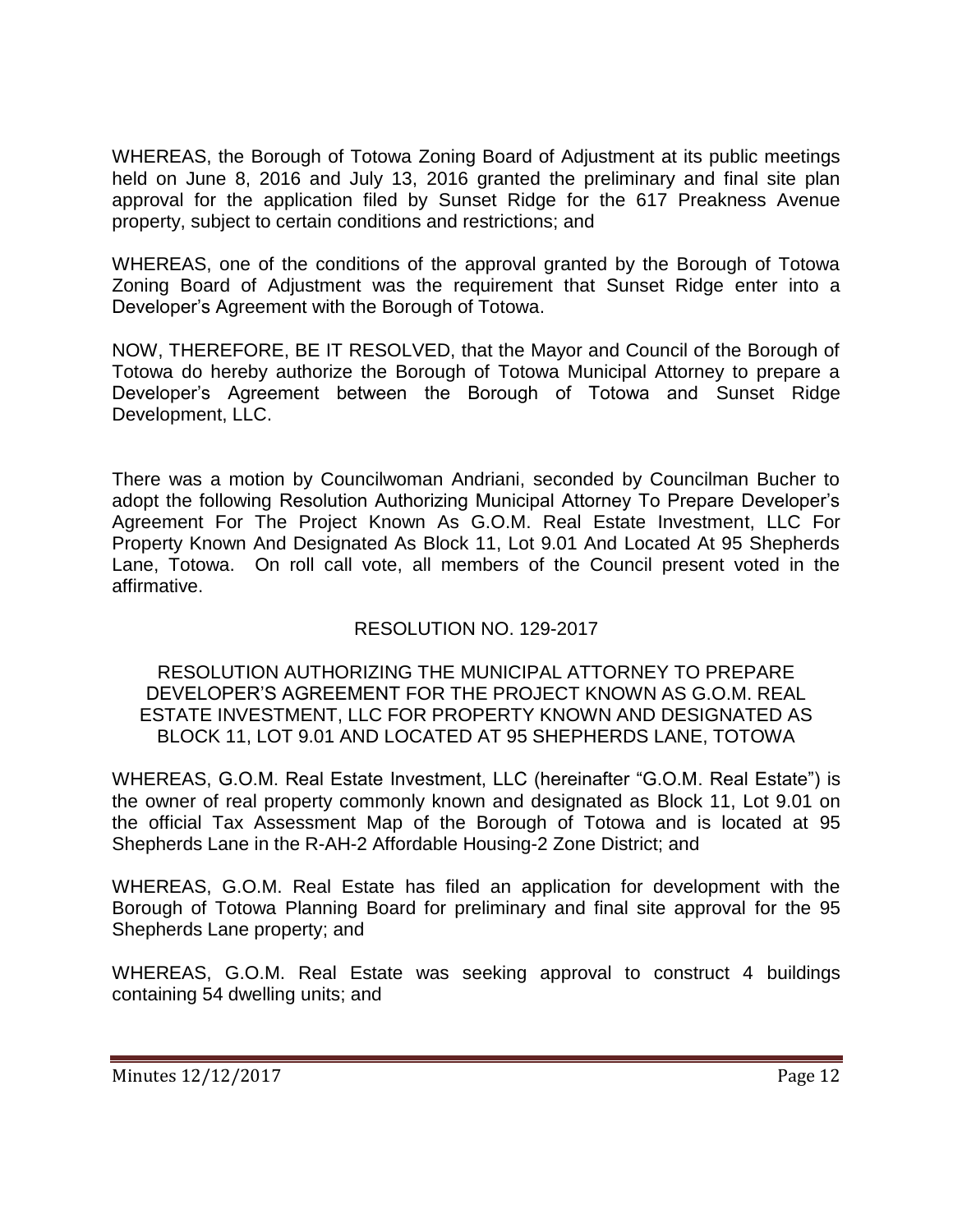WHEREAS, the Borough of Totowa Zoning Board of Adjustment at its public meetings held on June 8, 2016 and July 13, 2016 granted the preliminary and final site plan approval for the application filed by Sunset Ridge for the 617 Preakness Avenue property, subject to certain conditions and restrictions; and

WHEREAS, one of the conditions of the approval granted by the Borough of Totowa Zoning Board of Adjustment was the requirement that Sunset Ridge enter into a Developer's Agreement with the Borough of Totowa.

NOW, THEREFORE, BE IT RESOLVED, that the Mayor and Council of the Borough of Totowa do hereby authorize the Borough of Totowa Municipal Attorney to prepare a Developer's Agreement between the Borough of Totowa and Sunset Ridge Development, LLC.

There was a motion by Councilwoman Andriani, seconded by Councilman Bucher to adopt the following Resolution Authorizing Municipal Attorney To Prepare Developer's Agreement For The Project Known As G.O.M. Real Estate Investment, LLC For Property Known And Designated As Block 11, Lot 9.01 And Located At 95 Shepherds Lane, Totowa. On roll call vote, all members of the Council present voted in the affirmative.

RESOLUTION NO. 129-2017

RESOLUTION AUTHORIZING THE MUNICIPAL ATTORNEY TO PREPARE DEVELOPER'S AGREEMENT FOR THE PROJECT KNOWN AS G.O.M. REAL ESTATE INVESTMENT, LLC FOR PROPERTY KNOWN AND DESIGNATED AS BLOCK 11, LOT 9.01 AND LOCATED AT 95 SHEPHERDS LANE, TOTOWA

WHEREAS, G.O.M. Real Estate Investment, LLC (hereinafter "G.O.M. Real Estate") is the owner of real property commonly known and designated as Block 11, Lot 9.01 on the official Tax Assessment Map of the Borough of Totowa and is located at 95 Shepherds Lane in the R-AH-2 Affordable Housing-2 Zone District; and

WHEREAS, G.O.M. Real Estate has filed an application for development with the Borough of Totowa Planning Board for preliminary and final site approval for the 95 Shepherds Lane property; and

WHEREAS, G.O.M. Real Estate was seeking approval to construct 4 buildings containing 54 dwelling units; and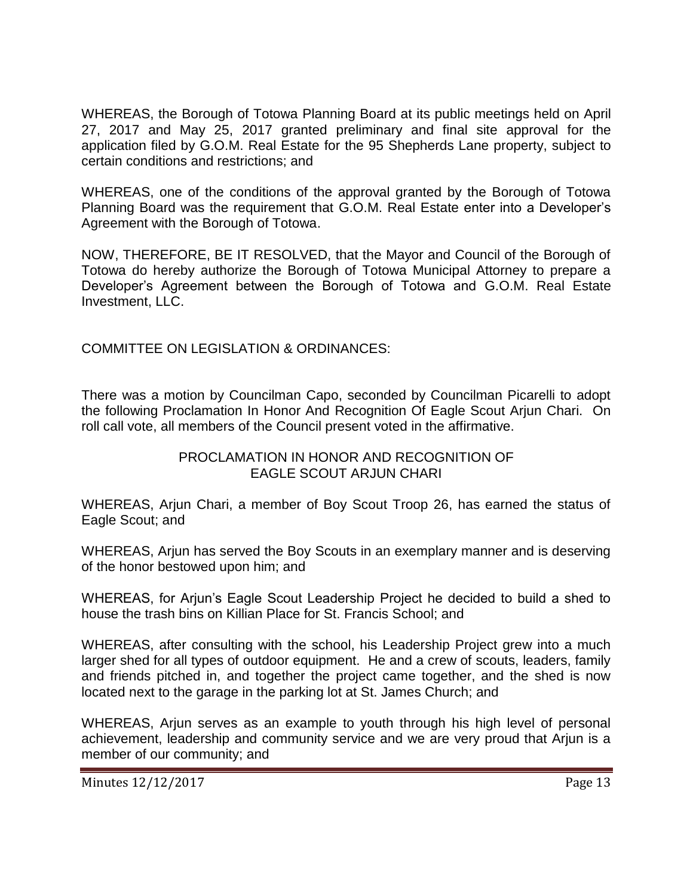WHEREAS, the Borough of Totowa Planning Board at its public meetings held on April 27, 2017 and May 25, 2017 granted preliminary and final site approval for the application filed by G.O.M. Real Estate for the 95 Shepherds Lane property, subject to certain conditions and restrictions; and

WHEREAS, one of the conditions of the approval granted by the Borough of Totowa Planning Board was the requirement that G.O.M. Real Estate enter into a Developer's Agreement with the Borough of Totowa.

NOW, THEREFORE, BE IT RESOLVED, that the Mayor and Council of the Borough of Totowa do hereby authorize the Borough of Totowa Municipal Attorney to prepare a Developer's Agreement between the Borough of Totowa and G.O.M. Real Estate Investment, LLC.

COMMITTEE ON LEGISLATION & ORDINANCES:

There was a motion by Councilman Capo, seconded by Councilman Picarelli to adopt the following Proclamation In Honor And Recognition Of Eagle Scout Arjun Chari. On roll call vote, all members of the Council present voted in the affirmative.

PROCLAMATION IN HONOR AND RECOGNITION OF EAGLE SCOUT ARJUN CHARI

WHEREAS, Arjun Chari, a member of Boy Scout Troop 26, has earned the status of Eagle Scout; and

WHEREAS, Arjun has served the Boy Scouts in an exemplary manner and is deserving of the honor bestowed upon him; and

WHEREAS, for Arjun's Eagle Scout Leadership Project he decided to build a shed to house the trash bins on Killian Place for St. Francis School; and

WHEREAS, after consulting with the school, his Leadership Project grew into a much larger shed for all types of outdoor equipment. He and a crew of scouts, leaders, family and friends pitched in, and together the project came together, and the shed is now located next to the garage in the parking lot at St. James Church; and

WHEREAS, Arjun serves as an example to youth through his high level of personal achievement, leadership and community service and we are very proud that Arjun is a member of our community; and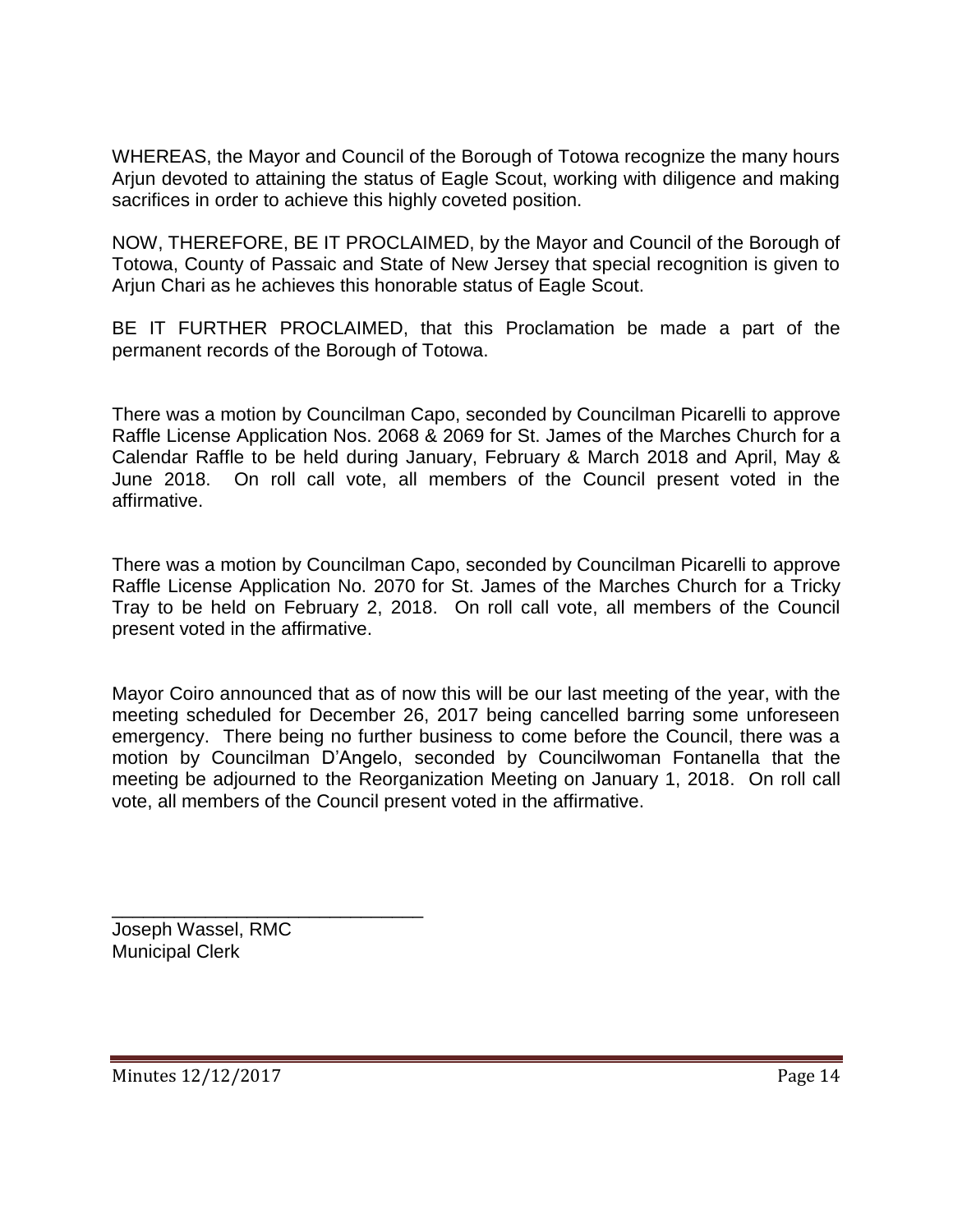WHEREAS, the Mayor and Council of the Borough of Totowa recognize the many hours Arjun devoted to attaining the status of Eagle Scout, working with diligence and making sacrifices in order to achieve this highly coveted position.

NOW, THEREFORE, BE IT PROCLAIMED, by the Mayor and Council of the Borough of Totowa, County of Passaic and State of New Jersey that special recognition is given to Arjun Chari as he achieves this honorable status of Eagle Scout.

BE IT FURTHER PROCLAIMED, that this Proclamation be made a part of the permanent records of the Borough of Totowa.

There was a motion by Councilman Capo, seconded by Councilman Picarelli to approve Raffle License Application Nos. 2068 & 2069 for St. James of the Marches Church for a Calendar Raffle to be held during January, February & March 2018 and April, May & June 2018. On roll call vote, all members of the Council present voted in the affirmative.

There was a motion by Councilman Capo, seconded by Councilman Picarelli to approve Raffle License Application No. 2070 for St. James of the Marches Church for a Tricky Tray to be held on February 2, 2018. On roll call vote, all members of the Council present voted in the affirmative.

Mayor Coiro announced that as of now this will be our last meeting of the year, with the meeting scheduled for December 26, 2017 being cancelled barring some unforeseen emergency. There being no further business to come before the Council, there was a motion by Councilman D'Angelo, seconded by Councilwoman Fontanella that the meeting be adjourned to the Reorganization Meeting on January 1, 2018. On roll call vote, all members of the Council present voted in the affirmative.

\_\_\_\_\_\_\_\_\_\_\_\_\_\_\_\_\_\_\_\_\_\_\_\_\_\_\_\_\_\_

Joseph Wassel, RMC
Municipal Clerk